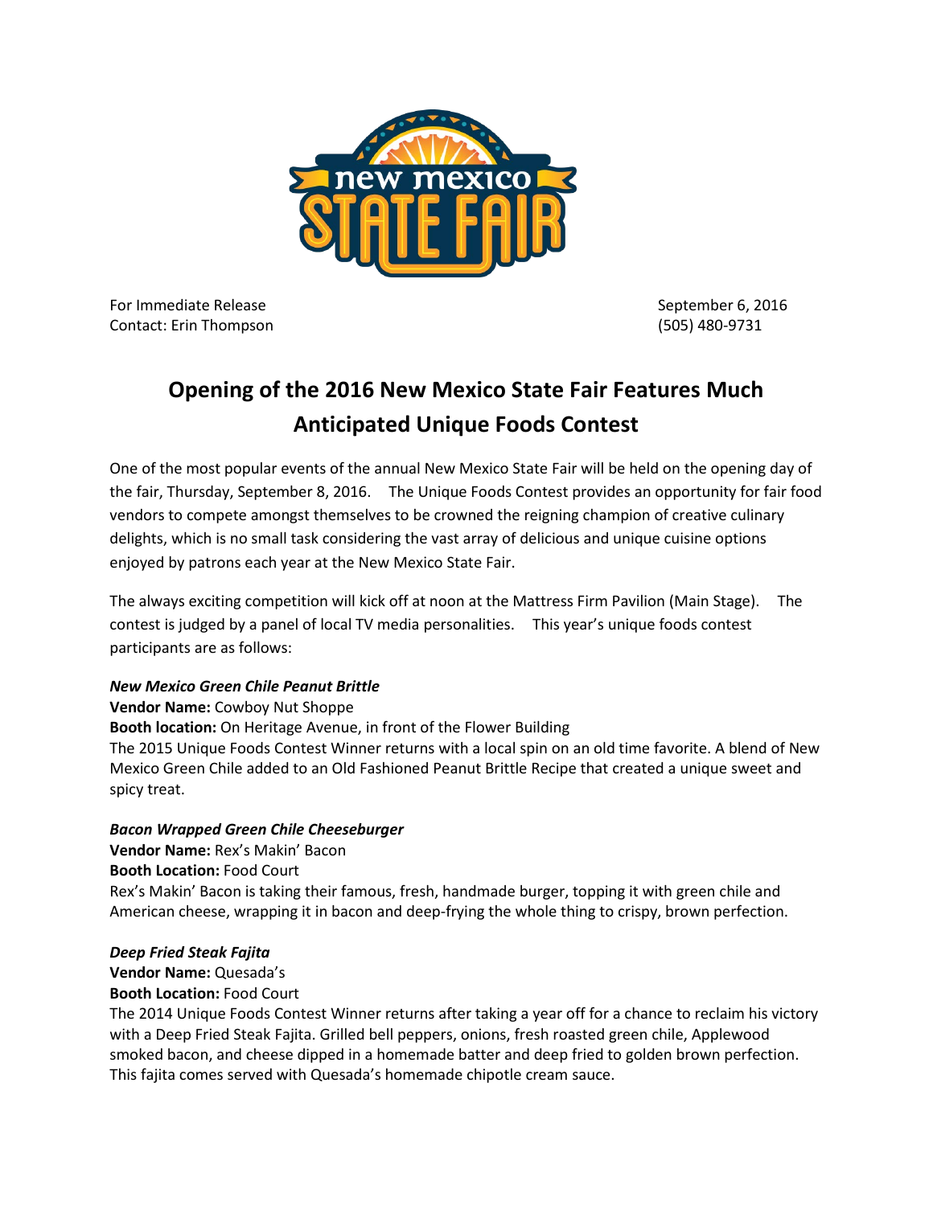For Immediate Release  
Contact: Erin Thompson

September 6, 2016  
(505) 480-9731

# Opening of the 2016 New Mexico State Fair Features Much Anticipated Unique Foods Contest

One of the most popular events of the annual New Mexico State Fair will be held on the opening day of the fair, Thursday, September 8, 2016. The Unique Foods Contest provides an opportunity for fair food vendors to compete amongst themselves to be crowned the reigning champion of creative culinary delights, which is no small task considering the vast array of delicious and unique cuisine options enjoyed by patrons each year at the New Mexico State Fair.

The always exciting competition will kick off at noon at the Mattress Firm Pavilion (Main Stage). The contest is judged by a panel of local TV media personalities. This year's unique foods contest participants are as follows:

***New Mexico Green Chile Peanut Brittle***  
**Vendor Name:** Cowboy Nut Shoppe  
**Booth location:** On Heritage Avenue, in front of the Flower Building  
The 2015 Unique Foods Contest Winner returns with a local spin on an old time favorite. A blend of New Mexico Green Chile added to an Old Fashioned Peanut Brittle Recipe that created a unique sweet and spicy treat.

***Bacon Wrapped Green Chile Cheeseburger***  
**Vendor Name:** Rex's Makin' Bacon  
**Booth Location:** Food Court  
Rex's Makin' Bacon is taking their famous, fresh, handmade burger, topping it with green chile and American cheese, wrapping it in bacon and deep-frying the whole thing to crispy, brown perfection.

***Deep Fried Steak Fajita***  
**Vendor Name:** Quesada's  
**Booth Location:** Food Court  
The 2014 Unique Foods Contest Winner returns after taking a year off for a chance to reclaim his victory with a Deep Fried Steak Fajita. Grilled bell peppers, onions, fresh roasted green chile, Applewood smoked bacon, and cheese dipped in a homemade batter and deep fried to golden brown perfection. This fajita comes served with Quesada's homemade chipotle cream sauce.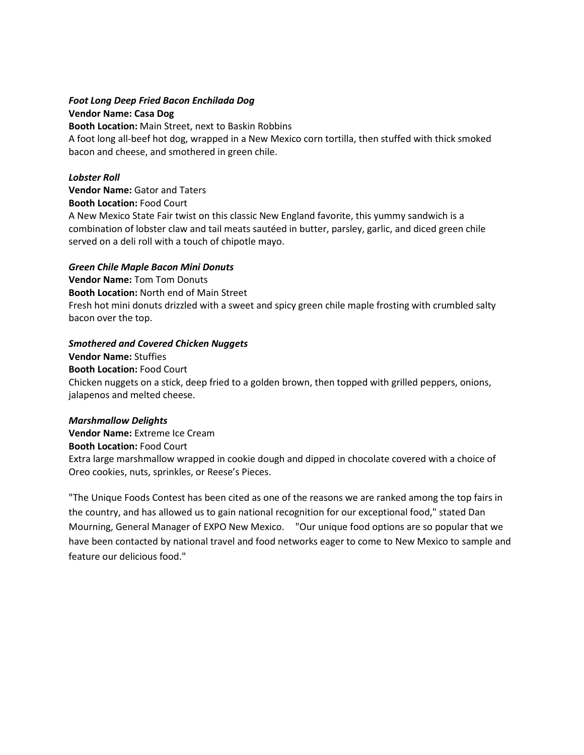***Foot Long Deep Fried Bacon Enchilada Dog***
**Vendor Name: Casa Dog**
**Booth Location:** Main Street, next to Baskin Robbins
A foot long all-beef hot dog, wrapped in a New Mexico corn tortilla, then stuffed with thick smoked bacon and cheese, and smothered in green chile.

***Lobster Roll***
**Vendor Name:** Gator and Taters
**Booth Location:** Food Court
A New Mexico State Fair twist on this classic New England favorite, this yummy sandwich is a combination of lobster claw and tail meats sautéed in butter, parsley, garlic, and diced green chile served on a deli roll with a touch of chipotle mayo.

***Green Chile Maple Bacon Mini Donuts***
**Vendor Name:** Tom Tom Donuts
**Booth Location:** North end of Main Street
Fresh hot mini donuts drizzled with a sweet and spicy green chile maple frosting with crumbled salty bacon over the top.

***Smothered and Covered Chicken Nuggets***
**Vendor Name:** Stuffies
**Booth Location:** Food Court
Chicken nuggets on a stick, deep fried to a golden brown, then topped with grilled peppers, onions, jalapenos and melted cheese.

***Marshmallow Delights***
**Vendor Name:** Extreme Ice Cream
**Booth Location:** Food Court
Extra large marshmallow wrapped in cookie dough and dipped in chocolate covered with a choice of Oreo cookies, nuts, sprinkles, or Reese's Pieces.

"The Unique Foods Contest has been cited as one of the reasons we are ranked among the top fairs in the country, and has allowed us to gain national recognition for our exceptional food," stated Dan Mourning, General Manager of EXPO New Mexico. "Our unique food options are so popular that we have been contacted by national travel and food networks eager to come to New Mexico to sample and feature our delicious food."